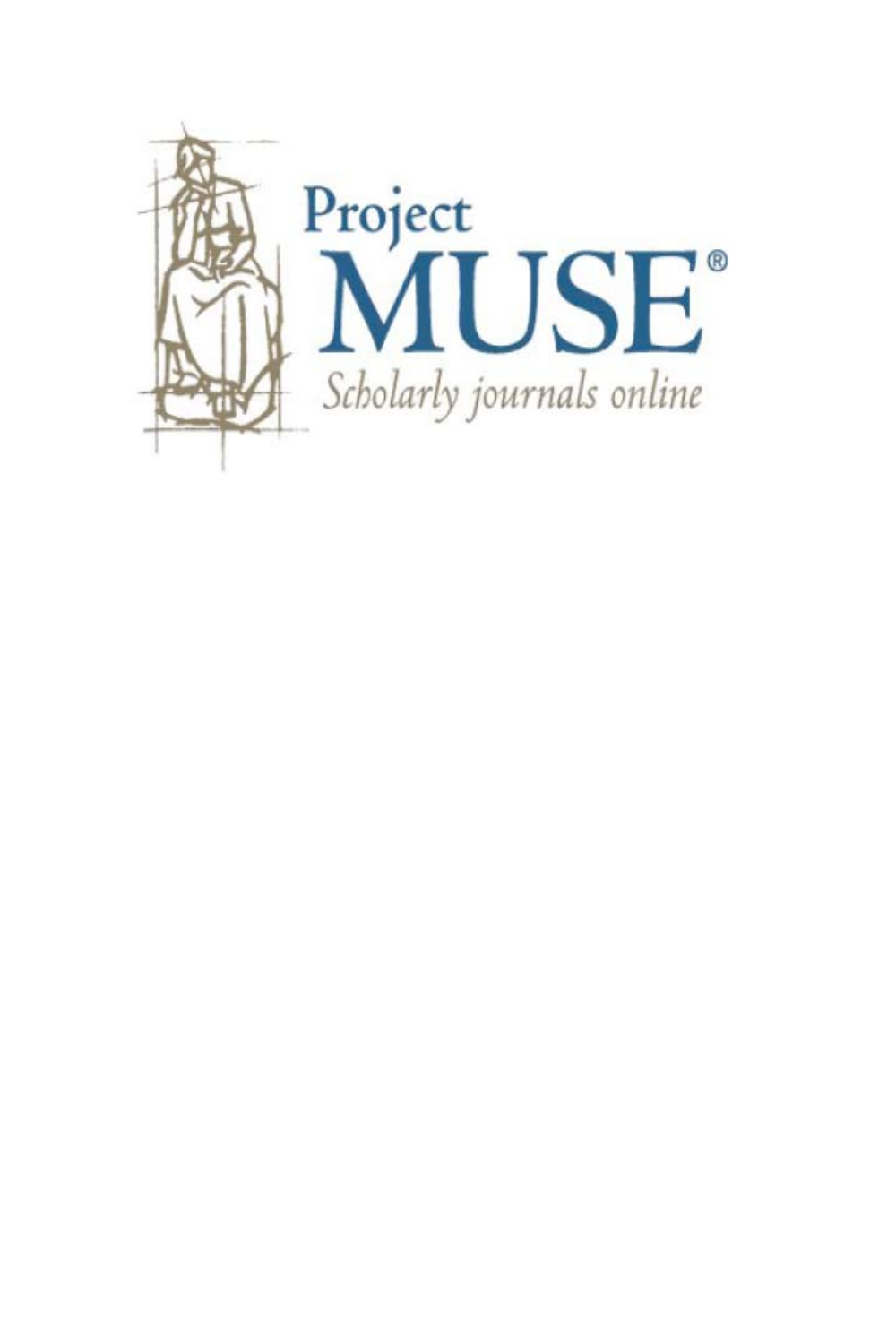Project
MUSE®
*Scholarly journals online*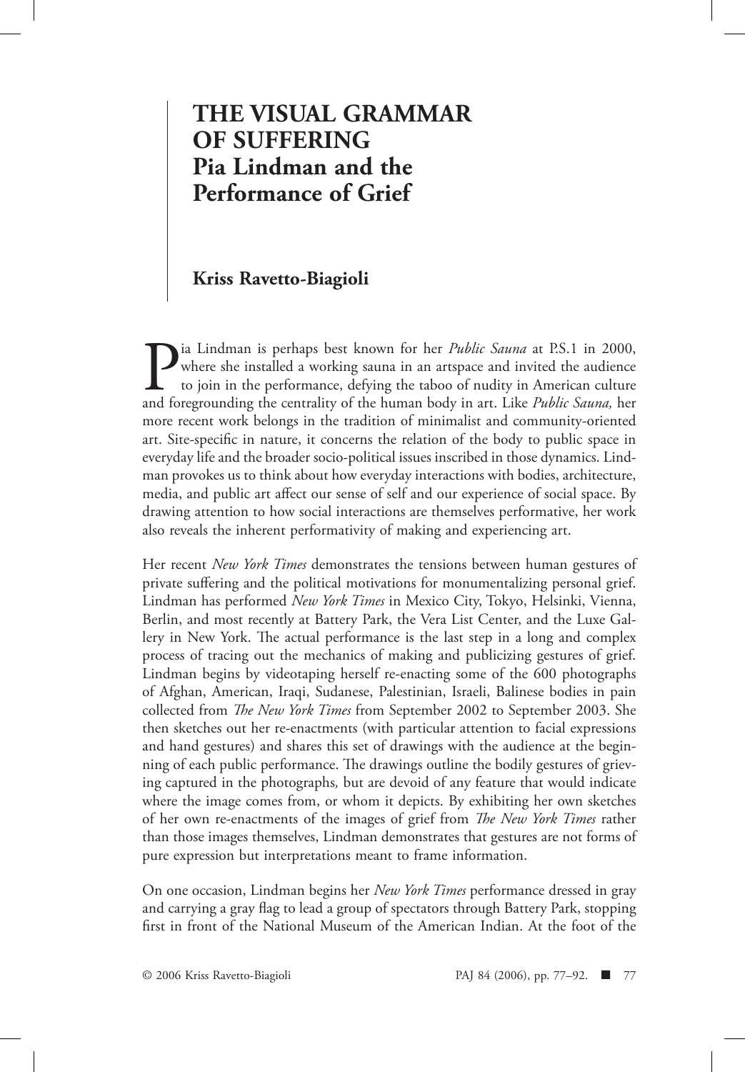# THE VISUAL GRAMMAR OF SUFFERING
## Pia Lindman and the Performance of Grief

**Kriss Ravetto-Biagioli**

Pia Lindman is perhaps best known for her *Public Sauna* at P.S.1 in 2000, where she installed a working sauna in an artspace and invited the audience to join in the performance, defying the taboo of nudity in American culture and foregrounding the centrality of the human body in art. Like *Public Sauna,* her more recent work belongs in the tradition of minimalist and community-oriented art. Site-specific in nature, it concerns the relation of the body to public space in everyday life and the broader socio-political issues inscribed in those dynamics. Lindman provokes us to think about how everyday interactions with bodies, architecture, media, and public art affect our sense of self and our experience of social space. By drawing attention to how social interactions are themselves performative, her work also reveals the inherent performativity of making and experiencing art.

Her recent *New York Times* demonstrates the tensions between human gestures of private suffering and the political motivations for monumentalizing personal grief. Lindman has performed *New York Times* in Mexico City, Tokyo, Helsinki, Vienna, Berlin, and most recently at Battery Park, the Vera List Center, and the Luxe Gallery in New York. The actual performance is the last step in a long and complex process of tracing out the mechanics of making and publicizing gestures of grief. Lindman begins by videotaping herself re-enacting some of the 600 photographs of Afghan, American, Iraqi, Sudanese, Palestinian, Israeli, Balinese bodies in pain collected from *The New York Times* from September 2002 to September 2003. She then sketches out her re-enactments (with particular attention to facial expressions and hand gestures) and shares this set of drawings with the audience at the beginning of each public performance. The drawings outline the bodily gestures of grieving captured in the photographs*,* but are devoid of any feature that would indicate where the image comes from, or whom it depicts. By exhibiting her own sketches of her own re-enactments of the images of grief from *The New York Times* rather than those images themselves, Lindman demonstrates that gestures are not forms of pure expression but interpretations meant to frame information.

On one occasion, Lindman begins her *New York Times* performance dressed in gray and carrying a gray flag to lead a group of spectators through Battery Park, stopping first in front of the National Museum of the American Indian. At the foot of the

© 2006 Kriss Ravetto-Biagioli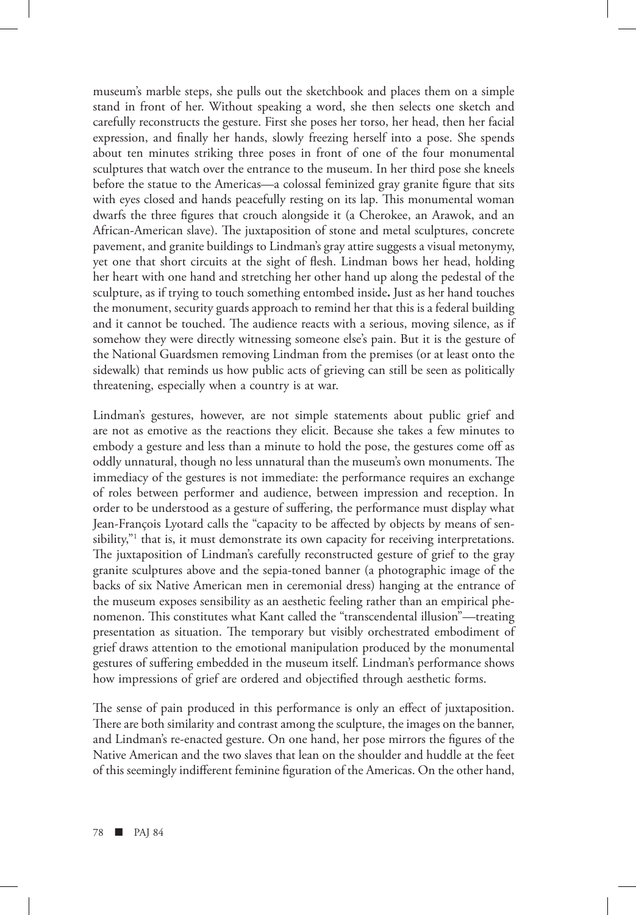museum's marble steps, she pulls out the sketchbook and places them on a simple stand in front of her. Without speaking a word, she then selects one sketch and carefully reconstructs the gesture. First she poses her torso, her head, then her facial expression, and finally her hands, slowly freezing herself into a pose. She spends about ten minutes striking three poses in front of one of the four monumental sculptures that watch over the entrance to the museum. In her third pose she kneels before the statue to the Americas—a colossal feminized gray granite figure that sits with eyes closed and hands peacefully resting on its lap. This monumental woman dwarfs the three figures that crouch alongside it (a Cherokee, an Arawok, and an African-American slave). The juxtaposition of stone and metal sculptures, concrete pavement, and granite buildings to Lindman's gray attire suggests a visual metonymy, yet one that short circuits at the sight of flesh. Lindman bows her head, holding her heart with one hand and stretching her other hand up along the pedestal of the sculpture, as if trying to touch something entombed inside**.** Just as her hand touches the monument, security guards approach to remind her that this is a federal building and it cannot be touched. The audience reacts with a serious, moving silence, as if somehow they were directly witnessing someone else's pain. But it is the gesture of the National Guardsmen removing Lindman from the premises (or at least onto the sidewalk) that reminds us how public acts of grieving can still be seen as politically threatening, especially when a country is at war.

Lindman's gestures, however, are not simple statements about public grief and are not as emotive as the reactions they elicit. Because she takes a few minutes to embody a gesture and less than a minute to hold the pose, the gestures come off as oddly unnatural, though no less unnatural than the museum's own monuments. The immediacy of the gestures is not immediate: the performance requires an exchange of roles between performer and audience, between impression and reception. In order to be understood as a gesture of suffering, the performance must display what Jean-François Lyotard calls the "capacity to be affected by objects by means of sensibility,"[1] that is, it must demonstrate its own capacity for receiving interpretations. The juxtaposition of Lindman's carefully reconstructed gesture of grief to the gray granite sculptures above and the sepia-toned banner (a photographic image of the backs of six Native American men in ceremonial dress) hanging at the entrance of the museum exposes sensibility as an aesthetic feeling rather than an empirical phenomenon. This constitutes what Kant called the "transcendental illusion"—treating presentation as situation. The temporary but visibly orchestrated embodiment of grief draws attention to the emotional manipulation produced by the monumental gestures of suffering embedded in the museum itself. Lindman's performance shows how impressions of grief are ordered and objectified through aesthetic forms.

The sense of pain produced in this performance is only an effect of juxtaposition. There are both similarity and contrast among the sculpture, the images on the banner, and Lindman's re-enacted gesture. On one hand, her pose mirrors the figures of the Native American and the two slaves that lean on the shoulder and huddle at the feet of this seemingly indifferent feminine figuration of the Americas. On the other hand,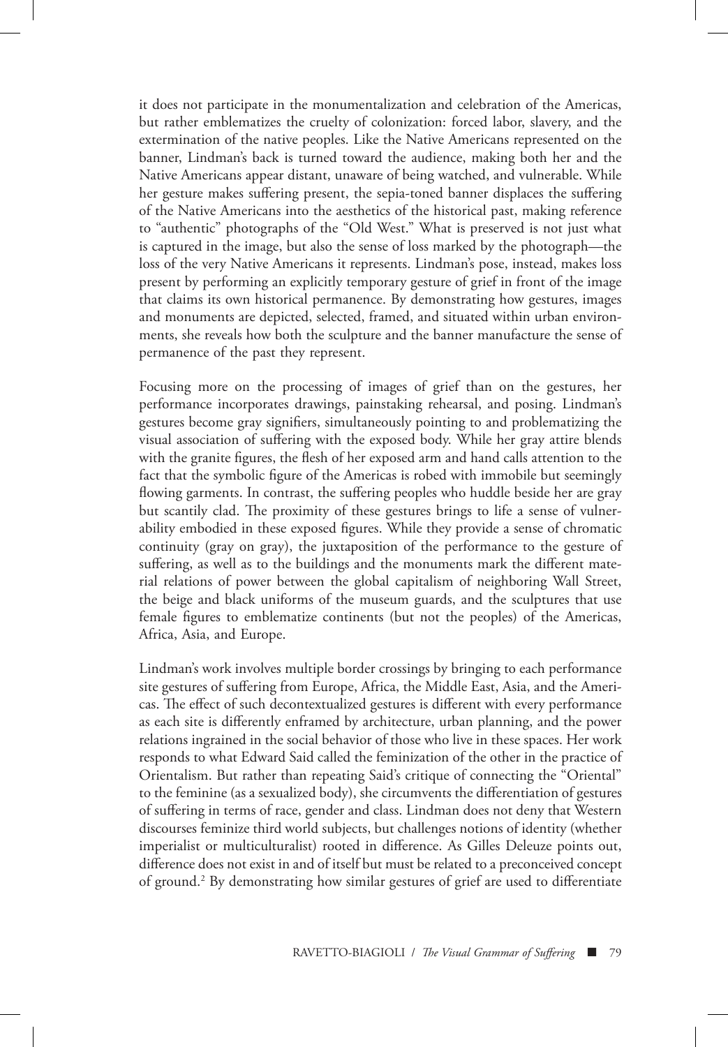it does not participate in the monumentalization and celebration of the Americas, but rather emblematizes the cruelty of colonization: forced labor, slavery, and the extermination of the native peoples. Like the Native Americans represented on the banner, Lindman's back is turned toward the audience, making both her and the Native Americans appear distant, unaware of being watched, and vulnerable. While her gesture makes suffering present, the sepia-toned banner displaces the suffering of the Native Americans into the aesthetics of the historical past, making reference to "authentic" photographs of the "Old West." What is preserved is not just what is captured in the image, but also the sense of loss marked by the photograph—the loss of the very Native Americans it represents. Lindman's pose, instead, makes loss present by performing an explicitly temporary gesture of grief in front of the image that claims its own historical permanence. By demonstrating how gestures, images and monuments are depicted, selected, framed, and situated within urban environments, she reveals how both the sculpture and the banner manufacture the sense of permanence of the past they represent.

Focusing more on the processing of images of grief than on the gestures, her performance incorporates drawings, painstaking rehearsal, and posing. Lindman's gestures become gray signifiers, simultaneously pointing to and problematizing the visual association of suffering with the exposed body. While her gray attire blends with the granite figures, the flesh of her exposed arm and hand calls attention to the fact that the symbolic figure of the Americas is robed with immobile but seemingly flowing garments. In contrast, the suffering peoples who huddle beside her are gray but scantily clad. The proximity of these gestures brings to life a sense of vulnerability embodied in these exposed figures. While they provide a sense of chromatic continuity (gray on gray), the juxtaposition of the performance to the gesture of suffering, as well as to the buildings and the monuments mark the different material relations of power between the global capitalism of neighboring Wall Street, the beige and black uniforms of the museum guards, and the sculptures that use female figures to emblematize continents (but not the peoples) of the Americas, Africa, Asia, and Europe.

Lindman's work involves multiple border crossings by bringing to each performance site gestures of suffering from Europe, Africa, the Middle East, Asia, and the Americas. The effect of such decontextualized gestures is different with every performance as each site is differently enframed by architecture, urban planning, and the power relations ingrained in the social behavior of those who live in these spaces. Her work responds to what Edward Said called the feminization of the other in the practice of Orientalism. But rather than repeating Said's critique of connecting the "Oriental" to the feminine (as a sexualized body), she circumvents the differentiation of gestures of suffering in terms of race, gender and class. Lindman does not deny that Western discourses feminize third world subjects, but challenges notions of identity (whether imperialist or multiculturalist) rooted in difference. As Gilles Deleuze points out, difference does not exist in and of itself but must be related to a preconceived concept of ground.[2] By demonstrating how similar gestures of grief are used to differentiate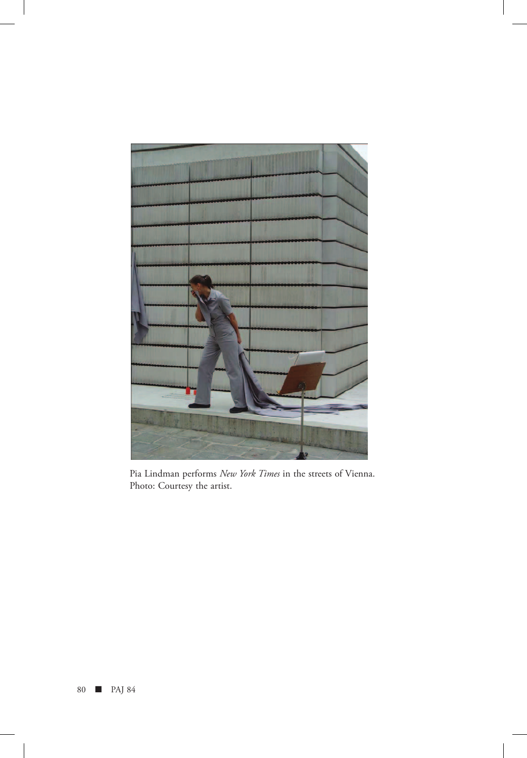Pia Lindman performs *New York Times* in the streets of Vienna.
Photo: Courtesy the artist.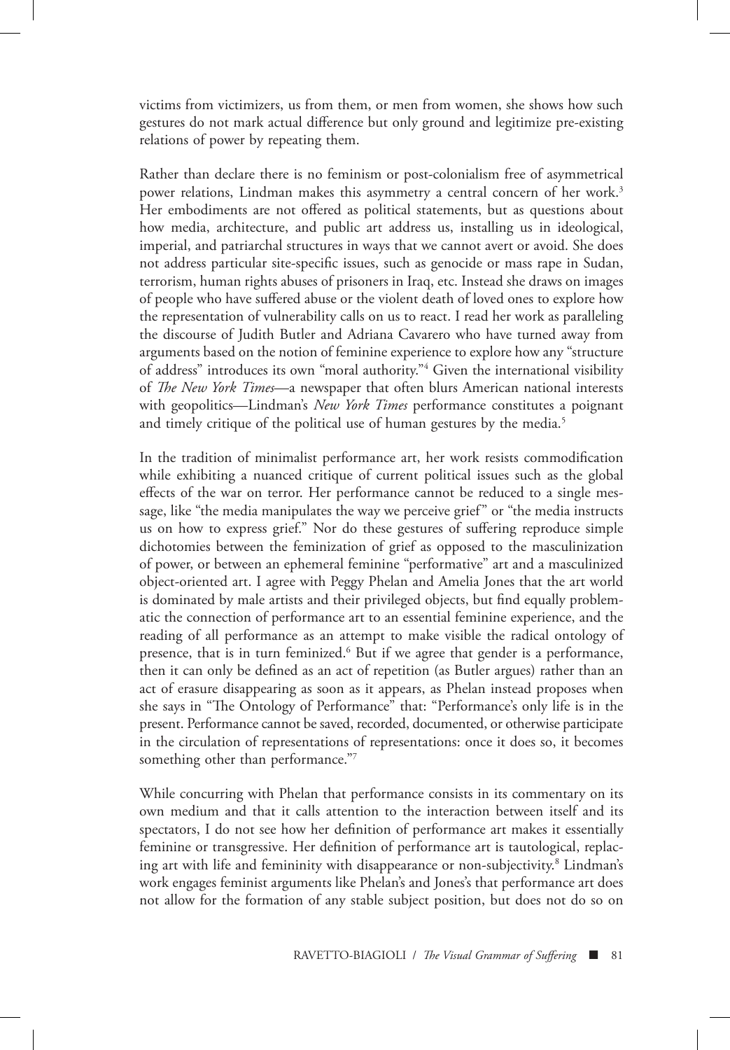victims from victimizers, us from them, or men from women, she shows how such gestures do not mark actual difference but only ground and legitimize pre-existing relations of power by repeating them.

Rather than declare there is no feminism or post-colonialism free of asymmetrical power relations, Lindman makes this asymmetry a central concern of her work.[3] Her embodiments are not offered as political statements, but as questions about how media, architecture, and public art address us, installing us in ideological, imperial, and patriarchal structures in ways that we cannot avert or avoid. She does not address particular site-specific issues, such as genocide or mass rape in Sudan, terrorism, human rights abuses of prisoners in Iraq, etc. Instead she draws on images of people who have suffered abuse or the violent death of loved ones to explore how the representation of vulnerability calls on us to react. I read her work as paralleling the discourse of Judith Butler and Adriana Cavarero who have turned away from arguments based on the notion of feminine experience to explore how any "structure of address" introduces its own "moral authority."[4] Given the international visibility of *The New York Times*—a newspaper that often blurs American national interests with geopolitics—Lindman's *New York Times* performance constitutes a poignant and timely critique of the political use of human gestures by the media.[5]

In the tradition of minimalist performance art, her work resists commodification while exhibiting a nuanced critique of current political issues such as the global effects of the war on terror. Her performance cannot be reduced to a single message, like "the media manipulates the way we perceive grief" or "the media instructs us on how to express grief." Nor do these gestures of suffering reproduce simple dichotomies between the feminization of grief as opposed to the masculinization of power, or between an ephemeral feminine "performative" art and a masculinized object-oriented art. I agree with Peggy Phelan and Amelia Jones that the art world is dominated by male artists and their privileged objects, but find equally problematic the connection of performance art to an essential feminine experience, and the reading of all performance as an attempt to make visible the radical ontology of presence, that is in turn feminized.[6] But if we agree that gender is a performance, then it can only be defined as an act of repetition (as Butler argues) rather than an act of erasure disappearing as soon as it appears, as Phelan instead proposes when she says in "The Ontology of Performance" that: "Performance's only life is in the present. Performance cannot be saved, recorded, documented, or otherwise participate in the circulation of representations of representations: once it does so, it becomes something other than performance."[7]

While concurring with Phelan that performance consists in its commentary on its own medium and that it calls attention to the interaction between itself and its spectators, I do not see how her definition of performance art makes it essentially feminine or transgressive. Her definition of performance art is tautological, replacing art with life and femininity with disappearance or non-subjectivity.[8] Lindman's work engages feminist arguments like Phelan's and Jones's that performance art does not allow for the formation of any stable subject position, but does not do so on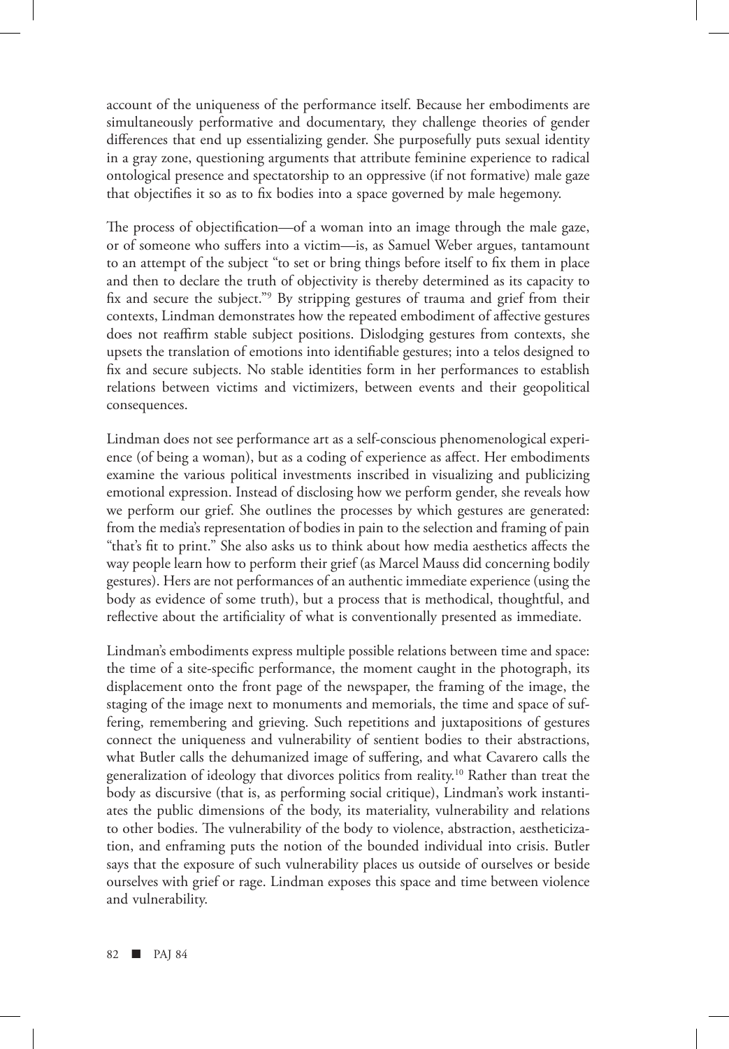account of the uniqueness of the performance itself. Because her embodiments are simultaneously performative and documentary, they challenge theories of gender differences that end up essentializing gender. She purposefully puts sexual identity in a gray zone, questioning arguments that attribute feminine experience to radical ontological presence and spectatorship to an oppressive (if not formative) male gaze that objectifies it so as to fix bodies into a space governed by male hegemony.

The process of objectification—of a woman into an image through the male gaze, or of someone who suffers into a victim—is, as Samuel Weber argues, tantamount to an attempt of the subject "to set or bring things before itself to fix them in place and then to declare the truth of objectivity is thereby determined as its capacity to fix and secure the subject."[9] By stripping gestures of trauma and grief from their contexts, Lindman demonstrates how the repeated embodiment of affective gestures does not reaffirm stable subject positions. Dislodging gestures from contexts, she upsets the translation of emotions into identifiable gestures; into a telos designed to fix and secure subjects. No stable identities form in her performances to establish relations between victims and victimizers, between events and their geopolitical consequences.

Lindman does not see performance art as a self-conscious phenomenological experience (of being a woman), but as a coding of experience as affect. Her embodiments examine the various political investments inscribed in visualizing and publicizing emotional expression. Instead of disclosing how we perform gender, she reveals how we perform our grief. She outlines the processes by which gestures are generated: from the media's representation of bodies in pain to the selection and framing of pain "that's fit to print." She also asks us to think about how media aesthetics affects the way people learn how to perform their grief (as Marcel Mauss did concerning bodily gestures). Hers are not performances of an authentic immediate experience (using the body as evidence of some truth), but a process that is methodical, thoughtful, and reflective about the artificiality of what is conventionally presented as immediate.

Lindman's embodiments express multiple possible relations between time and space: the time of a site-specific performance, the moment caught in the photograph, its displacement onto the front page of the newspaper, the framing of the image, the staging of the image next to monuments and memorials, the time and space of suffering, remembering and grieving. Such repetitions and juxtapositions of gestures connect the uniqueness and vulnerability of sentient bodies to their abstractions, what Butler calls the dehumanized image of suffering, and what Cavarero calls the generalization of ideology that divorces politics from reality.[10] Rather than treat the body as discursive (that is, as performing social critique), Lindman's work instantiates the public dimensions of the body, its materiality, vulnerability and relations to other bodies. The vulnerability of the body to violence, abstraction, aestheticization, and enframing puts the notion of the bounded individual into crisis. Butler says that the exposure of such vulnerability places us outside of ourselves or beside ourselves with grief or rage. Lindman exposes this space and time between violence and vulnerability.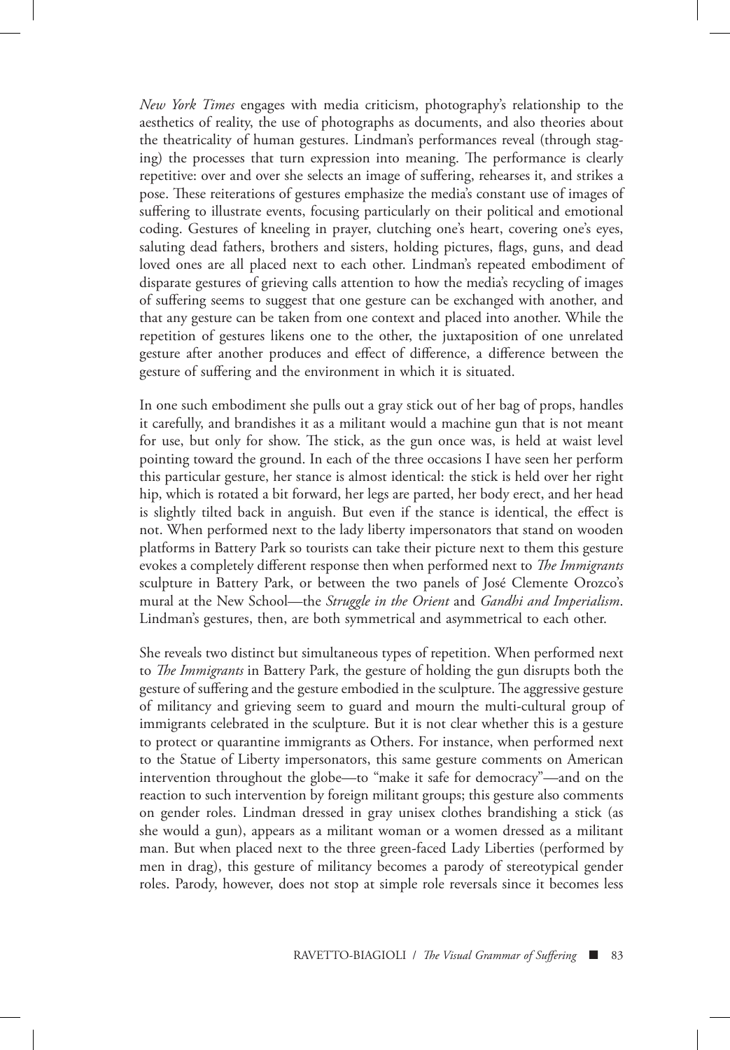*New York Times* engages with media criticism, photography's relationship to the aesthetics of reality, the use of photographs as documents, and also theories about the theatricality of human gestures. Lindman's performances reveal (through staging) the processes that turn expression into meaning. The performance is clearly repetitive: over and over she selects an image of suffering, rehearses it, and strikes a pose. These reiterations of gestures emphasize the media's constant use of images of suffering to illustrate events, focusing particularly on their political and emotional coding. Gestures of kneeling in prayer, clutching one's heart, covering one's eyes, saluting dead fathers, brothers and sisters, holding pictures, flags, guns, and dead loved ones are all placed next to each other. Lindman's repeated embodiment of disparate gestures of grieving calls attention to how the media's recycling of images of suffering seems to suggest that one gesture can be exchanged with another, and that any gesture can be taken from one context and placed into another. While the repetition of gestures likens one to the other, the juxtaposition of one unrelated gesture after another produces and effect of difference, a difference between the gesture of suffering and the environment in which it is situated.

In one such embodiment she pulls out a gray stick out of her bag of props, handles it carefully, and brandishes it as a militant would a machine gun that is not meant for use, but only for show. The stick, as the gun once was, is held at waist level pointing toward the ground. In each of the three occasions I have seen her perform this particular gesture, her stance is almost identical: the stick is held over her right hip, which is rotated a bit forward, her legs are parted, her body erect, and her head is slightly tilted back in anguish. But even if the stance is identical, the effect is not. When performed next to the lady liberty impersonators that stand on wooden platforms in Battery Park so tourists can take their picture next to them this gesture evokes a completely different response then when performed next to *The Immigrants* sculpture in Battery Park, or between the two panels of José Clemente Orozco's mural at the New School—the *Struggle in the Orient* and *Gandhi and Imperialism*. Lindman's gestures, then, are both symmetrical and asymmetrical to each other.

She reveals two distinct but simultaneous types of repetition. When performed next to *The Immigrants* in Battery Park, the gesture of holding the gun disrupts both the gesture of suffering and the gesture embodied in the sculpture. The aggressive gesture of militancy and grieving seem to guard and mourn the multi-cultural group of immigrants celebrated in the sculpture. But it is not clear whether this is a gesture to protect or quarantine immigrants as Others. For instance, when performed next to the Statue of Liberty impersonators, this same gesture comments on American intervention throughout the globe—to "make it safe for democracy"—and on the reaction to such intervention by foreign militant groups; this gesture also comments on gender roles. Lindman dressed in gray unisex clothes brandishing a stick (as she would a gun), appears as a militant woman or a women dressed as a militant man. But when placed next to the three green-faced Lady Liberties (performed by men in drag), this gesture of militancy becomes a parody of stereotypical gender roles. Parody, however, does not stop at simple role reversals since it becomes less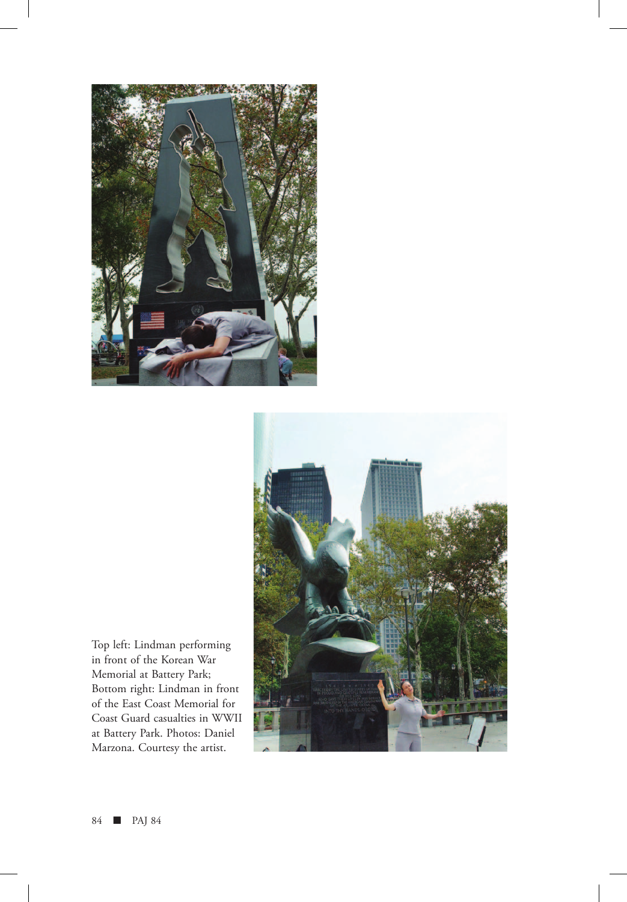Top left: Lindman performing in front of the Korean War Memorial at Battery Park; Bottom right: Lindman in front of the East Coast Memorial for Coast Guard casualties in WWII at Battery Park. Photos: Daniel Marzona. Courtesy the artist.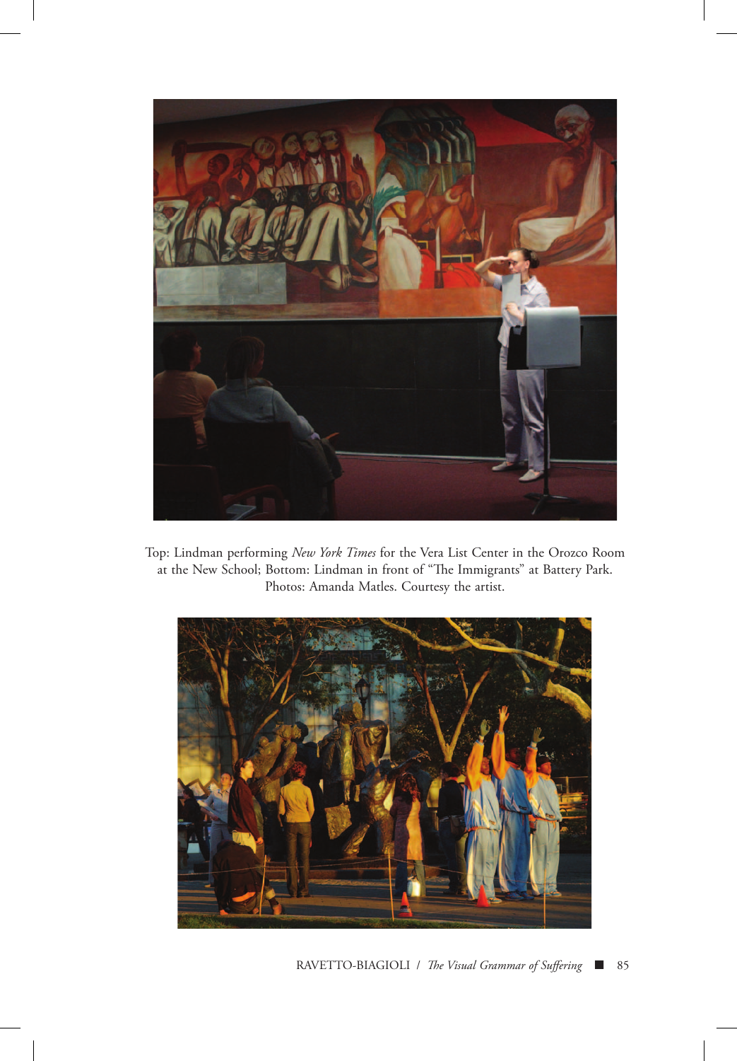Top: Lindman performing *New York Times* for the Vera List Center in the Orozco Room at the New School; Bottom: Lindman in front of "The Immigrants" at Battery Park. Photos: Amanda Matles. Courtesy the artist.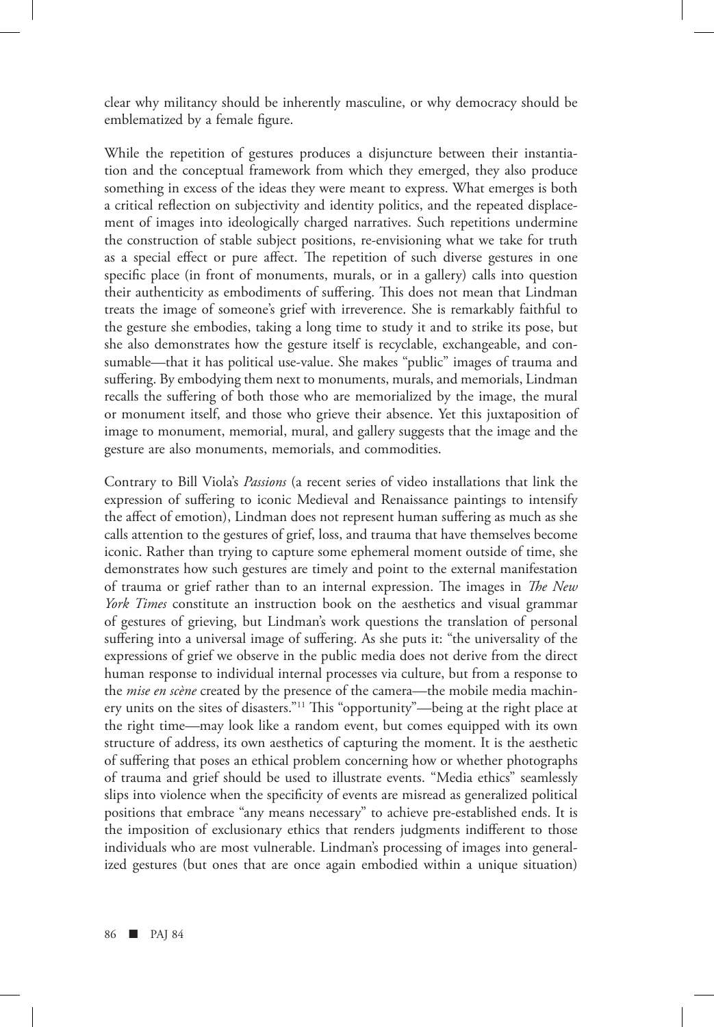clear why militancy should be inherently masculine, or why democracy should be emblematized by a female figure.

While the repetition of gestures produces a disjuncture between their instantiation and the conceptual framework from which they emerged, they also produce something in excess of the ideas they were meant to express. What emerges is both a critical reflection on subjectivity and identity politics, and the repeated displacement of images into ideologically charged narratives. Such repetitions undermine the construction of stable subject positions, re-envisioning what we take for truth as a special effect or pure affect. The repetition of such diverse gestures in one specific place (in front of monuments, murals, or in a gallery) calls into question their authenticity as embodiments of suffering. This does not mean that Lindman treats the image of someone's grief with irreverence. She is remarkably faithful to the gesture she embodies, taking a long time to study it and to strike its pose, but she also demonstrates how the gesture itself is recyclable, exchangeable, and consumable—that it has political use-value. She makes "public" images of trauma and suffering. By embodying them next to monuments, murals, and memorials, Lindman recalls the suffering of both those who are memorialized by the image, the mural or monument itself, and those who grieve their absence. Yet this juxtaposition of image to monument, memorial, mural, and gallery suggests that the image and the gesture are also monuments, memorials, and commodities.

Contrary to Bill Viola's *Passions* (a recent series of video installations that link the expression of suffering to iconic Medieval and Renaissance paintings to intensify the affect of emotion), Lindman does not represent human suffering as much as she calls attention to the gestures of grief, loss, and trauma that have themselves become iconic. Rather than trying to capture some ephemeral moment outside of time, she demonstrates how such gestures are timely and point to the external manifestation of trauma or grief rather than to an internal expression. The images in *The New York Times* constitute an instruction book on the aesthetics and visual grammar of gestures of grieving, but Lindman's work questions the translation of personal suffering into a universal image of suffering. As she puts it: "the universality of the expressions of grief we observe in the public media does not derive from the direct human response to individual internal processes via culture, but from a response to the *mise en scène* created by the presence of the camera—the mobile media machinery units on the sites of disasters."[11] This "opportunity"—being at the right place at the right time—may look like a random event, but comes equipped with its own structure of address, its own aesthetics of capturing the moment. It is the aesthetic of suffering that poses an ethical problem concerning how or whether photographs of trauma and grief should be used to illustrate events. "Media ethics" seamlessly slips into violence when the specificity of events are misread as generalized political positions that embrace "any means necessary" to achieve pre-established ends. It is the imposition of exclusionary ethics that renders judgments indifferent to those individuals who are most vulnerable. Lindman's processing of images into generalized gestures (but ones that are once again embodied within a unique situation)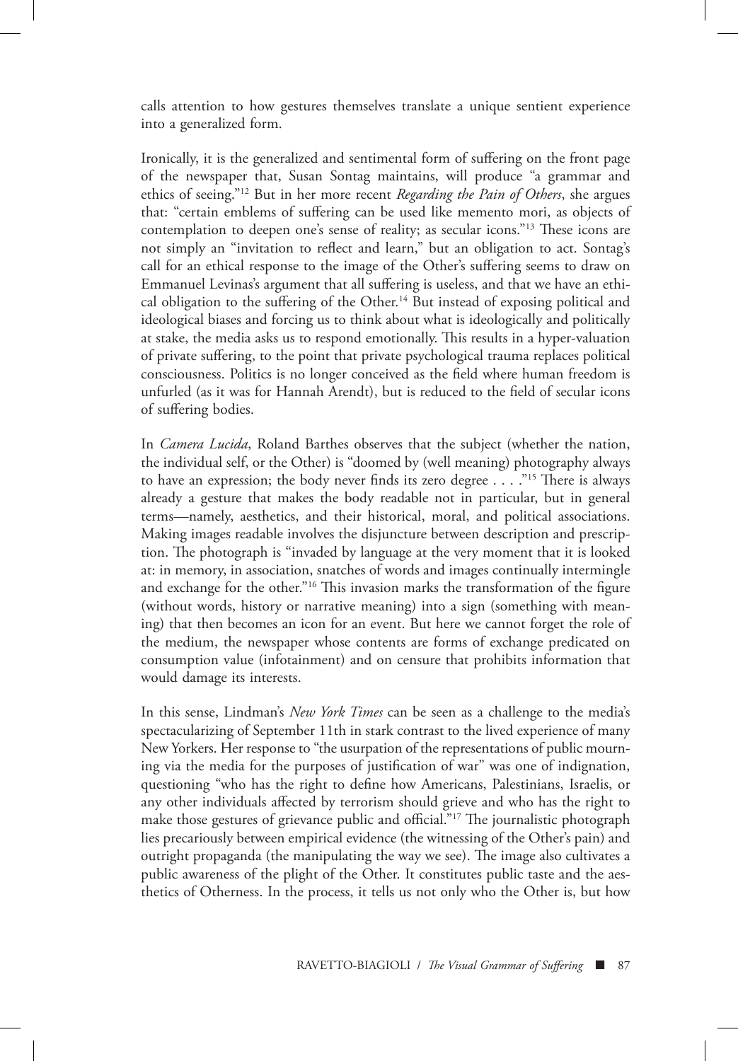calls attention to how gestures themselves translate a unique sentient experience into a generalized form.

Ironically, it is the generalized and sentimental form of suffering on the front page of the newspaper that, Susan Sontag maintains, will produce "a grammar and ethics of seeing."[12] But in her more recent *Regarding the Pain of Others*, she argues that: "certain emblems of suffering can be used like memento mori, as objects of contemplation to deepen one's sense of reality; as secular icons."[13] These icons are not simply an "invitation to reflect and learn," but an obligation to act. Sontag's call for an ethical response to the image of the Other's suffering seems to draw on Emmanuel Levinas's argument that all suffering is useless, and that we have an ethical obligation to the suffering of the Other.[14] But instead of exposing political and ideological biases and forcing us to think about what is ideologically and politically at stake, the media asks us to respond emotionally. This results in a hyper-valuation of private suffering, to the point that private psychological trauma replaces political consciousness. Politics is no longer conceived as the field where human freedom is unfurled (as it was for Hannah Arendt), but is reduced to the field of secular icons of suffering bodies.

In *Camera Lucida*, Roland Barthes observes that the subject (whether the nation, the individual self, or the Other) is "doomed by (well meaning) photography always to have an expression; the body never finds its zero degree . . . ."[15] There is always already a gesture that makes the body readable not in particular, but in general terms—namely, aesthetics, and their historical, moral, and political associations. Making images readable involves the disjuncture between description and prescription. The photograph is "invaded by language at the very moment that it is looked at: in memory, in association, snatches of words and images continually intermingle and exchange for the other."[16] This invasion marks the transformation of the figure (without words, history or narrative meaning) into a sign (something with meaning) that then becomes an icon for an event. But here we cannot forget the role of the medium, the newspaper whose contents are forms of exchange predicated on consumption value (infotainment) and on censure that prohibits information that would damage its interests.

In this sense, Lindman's *New York Times* can be seen as a challenge to the media's spectacularizing of September 11th in stark contrast to the lived experience of many New Yorkers. Her response to "the usurpation of the representations of public mourning via the media for the purposes of justification of war" was one of indignation, questioning "who has the right to define how Americans, Palestinians, Israelis, or any other individuals affected by terrorism should grieve and who has the right to make those gestures of grievance public and official."[17] The journalistic photograph lies precariously between empirical evidence (the witnessing of the Other's pain) and outright propaganda (the manipulating the way we see). The image also cultivates a public awareness of the plight of the Other. It constitutes public taste and the aesthetics of Otherness. In the process, it tells us not only who the Other is, but how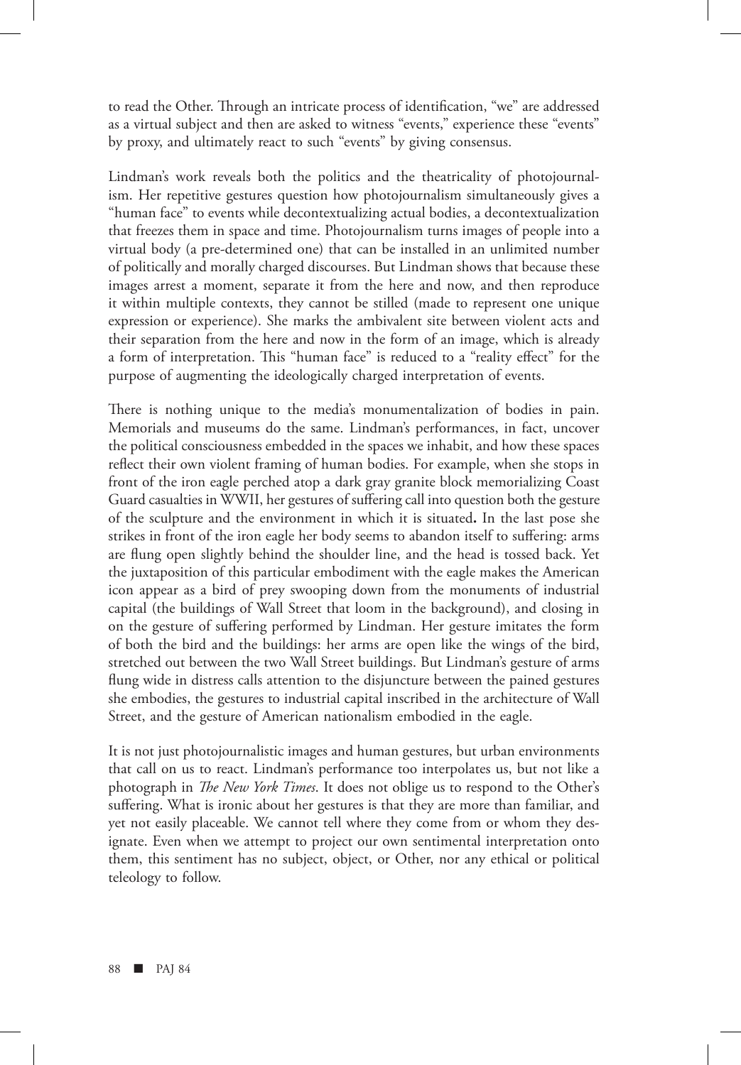to read the Other. Through an intricate process of identification, "we" are addressed as a virtual subject and then are asked to witness "events," experience these "events" by proxy, and ultimately react to such "events" by giving consensus.

Lindman's work reveals both the politics and the theatricality of photojournalism. Her repetitive gestures question how photojournalism simultaneously gives a "human face" to events while decontextualizing actual bodies, a decontextualization that freezes them in space and time. Photojournalism turns images of people into a virtual body (a pre-determined one) that can be installed in an unlimited number of politically and morally charged discourses. But Lindman shows that because these images arrest a moment, separate it from the here and now, and then reproduce it within multiple contexts, they cannot be stilled (made to represent one unique expression or experience). She marks the ambivalent site between violent acts and their separation from the here and now in the form of an image, which is already a form of interpretation. This "human face" is reduced to a "reality effect" for the purpose of augmenting the ideologically charged interpretation of events.

There is nothing unique to the media's monumentalization of bodies in pain. Memorials and museums do the same. Lindman's performances, in fact, uncover the political consciousness embedded in the spaces we inhabit, and how these spaces reflect their own violent framing of human bodies. For example, when she stops in front of the iron eagle perched atop a dark gray granite block memorializing Coast Guard casualties in WWII, her gestures of suffering call into question both the gesture of the sculpture and the environment in which it is situated**.** In the last pose she strikes in front of the iron eagle her body seems to abandon itself to suffering: arms are flung open slightly behind the shoulder line, and the head is tossed back. Yet the juxtaposition of this particular embodiment with the eagle makes the American icon appear as a bird of prey swooping down from the monuments of industrial capital (the buildings of Wall Street that loom in the background), and closing in on the gesture of suffering performed by Lindman. Her gesture imitates the form of both the bird and the buildings: her arms are open like the wings of the bird, stretched out between the two Wall Street buildings. But Lindman's gesture of arms flung wide in distress calls attention to the disjuncture between the pained gestures she embodies, the gestures to industrial capital inscribed in the architecture of Wall Street, and the gesture of American nationalism embodied in the eagle.

It is not just photojournalistic images and human gestures, but urban environments that call on us to react. Lindman's performance too interpolates us, but not like a photograph in *The New York Times*. It does not oblige us to respond to the Other's suffering. What is ironic about her gestures is that they are more than familiar, and yet not easily placeable. We cannot tell where they come from or whom they designate. Even when we attempt to project our own sentimental interpretation onto them, this sentiment has no subject, object, or Other, nor any ethical or political teleology to follow.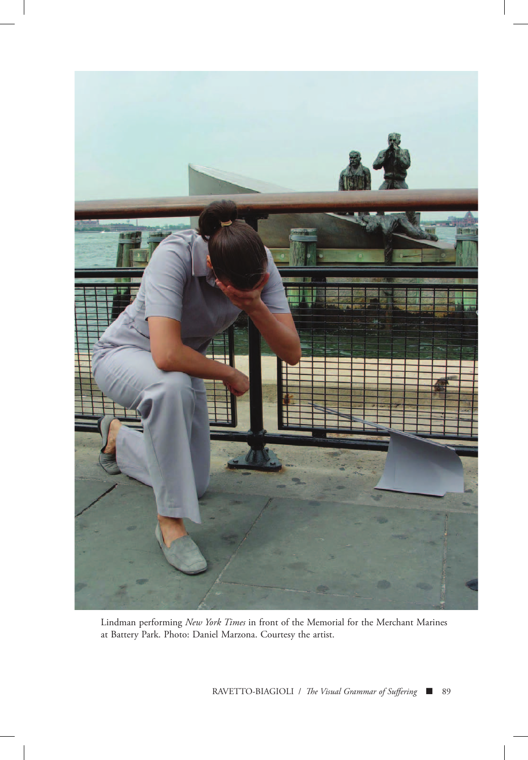Lindman performing *New York Times* in front of the Memorial for the Merchant Marines at Battery Park. Photo: Daniel Marzona. Courtesy the artist.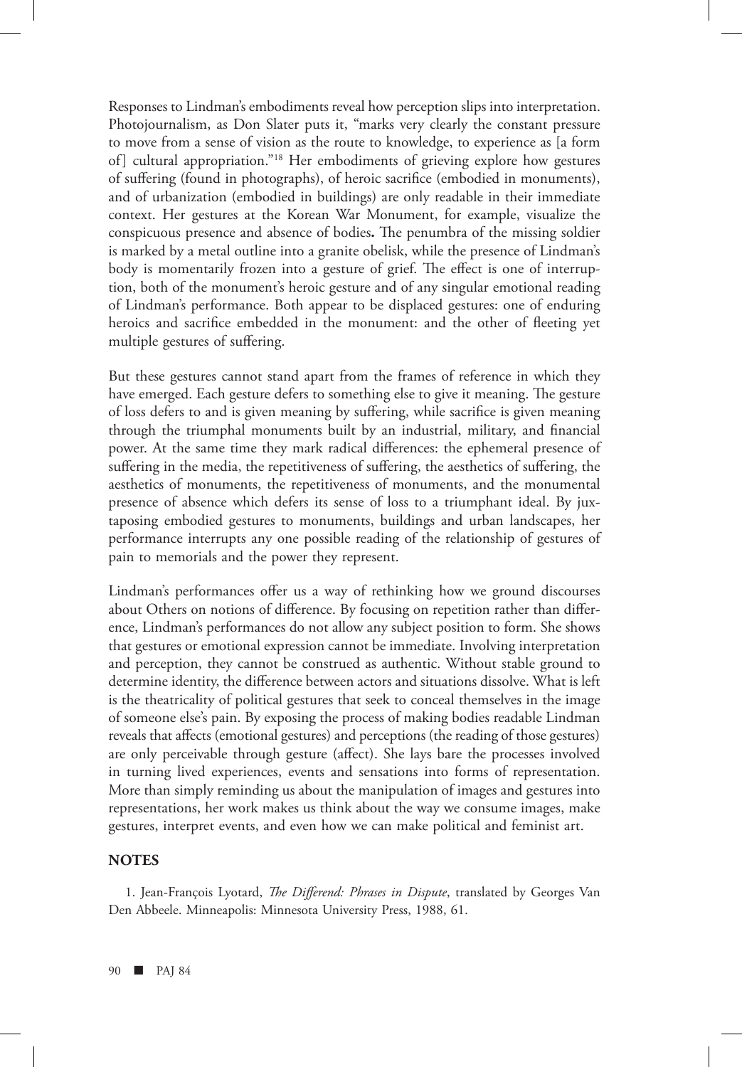Responses to Lindman's embodiments reveal how perception slips into interpretation. Photojournalism, as Don Slater puts it, "marks very clearly the constant pressure to move from a sense of vision as the route to knowledge, to experience as [a form of] cultural appropriation."[18] Her embodiments of grieving explore how gestures of suffering (found in photographs), of heroic sacrifice (embodied in monuments), and of urbanization (embodied in buildings) are only readable in their immediate context. Her gestures at the Korean War Monument, for example, visualize the conspicuous presence and absence of bodies**.** The penumbra of the missing soldier is marked by a metal outline into a granite obelisk, while the presence of Lindman's body is momentarily frozen into a gesture of grief. The effect is one of interruption, both of the monument's heroic gesture and of any singular emotional reading of Lindman's performance. Both appear to be displaced gestures: one of enduring heroics and sacrifice embedded in the monument: and the other of fleeting yet multiple gestures of suffering.

But these gestures cannot stand apart from the frames of reference in which they have emerged. Each gesture defers to something else to give it meaning. The gesture of loss defers to and is given meaning by suffering, while sacrifice is given meaning through the triumphal monuments built by an industrial, military, and financial power. At the same time they mark radical differences: the ephemeral presence of suffering in the media, the repetitiveness of suffering, the aesthetics of suffering, the aesthetics of monuments, the repetitiveness of monuments, and the monumental presence of absence which defers its sense of loss to a triumphant ideal. By juxtaposing embodied gestures to monuments, buildings and urban landscapes, her performance interrupts any one possible reading of the relationship of gestures of pain to memorials and the power they represent.

Lindman's performances offer us a way of rethinking how we ground discourses about Others on notions of difference. By focusing on repetition rather than difference, Lindman's performances do not allow any subject position to form. She shows that gestures or emotional expression cannot be immediate. Involving interpretation and perception, they cannot be construed as authentic. Without stable ground to determine identity, the difference between actors and situations dissolve. What is left is the theatricality of political gestures that seek to conceal themselves in the image of someone else's pain. By exposing the process of making bodies readable Lindman reveals that affects (emotional gestures) and perceptions (the reading of those gestures) are only perceivable through gesture (affect). She lays bare the processes involved in turning lived experiences, events and sensations into forms of representation. More than simply reminding us about the manipulation of images and gestures into representations, her work makes us think about the way we consume images, make gestures, interpret events, and even how we can make political and feminist art.

## NOTES

1. Jean-François Lyotard, *The Differend: Phrases in Dispute*, translated by Georges Van Den Abbeele. Minneapolis: Minnesota University Press, 1988, 61.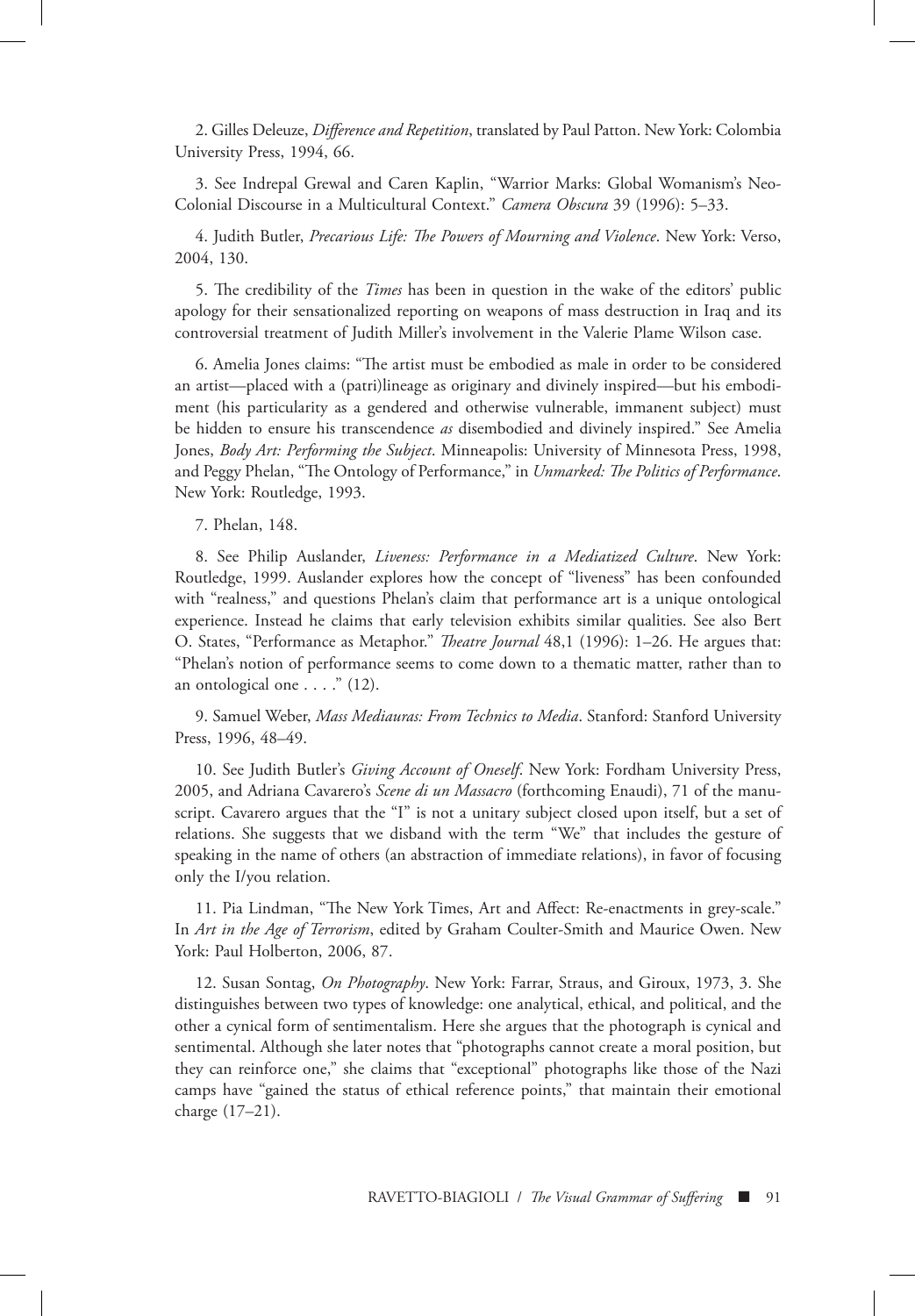2. Gilles Deleuze, *Difference and Repetition*, translated by Paul Patton. New York: Colombia University Press, 1994, 66.

3. See Indrepal Grewal and Caren Kaplin, "Warrior Marks: Global Womanism's Neo-Colonial Discourse in a Multicultural Context." *Camera Obscura* 39 (1996): 5–33.

4. Judith Butler, *Precarious Life: The Powers of Mourning and Violence*. New York: Verso, 2004, 130.

5. The credibility of the *Times* has been in question in the wake of the editors' public apology for their sensationalized reporting on weapons of mass destruction in Iraq and its controversial treatment of Judith Miller's involvement in the Valerie Plame Wilson case.

6. Amelia Jones claims: "The artist must be embodied as male in order to be considered an artist—placed with a (patri)lineage as originary and divinely inspired—but his embodiment (his particularity as a gendered and otherwise vulnerable, immanent subject) must be hidden to ensure his transcendence *as* disembodied and divinely inspired." See Amelia Jones, *Body Art: Performing the Subject*. Minneapolis: University of Minnesota Press, 1998, and Peggy Phelan, "The Ontology of Performance," in *Unmarked: The Politics of Performance*. New York: Routledge, 1993.

7. Phelan, 148.

8. See Philip Auslander, *Liveness: Performance in a Mediatized Culture*. New York: Routledge, 1999. Auslander explores how the concept of "liveness" has been confounded with "realness," and questions Phelan's claim that performance art is a unique ontological experience. Instead he claims that early television exhibits similar qualities. See also Bert O. States, "Performance as Metaphor." *Theatre Journal* 48,1 (1996): 1–26. He argues that: "Phelan's notion of performance seems to come down to a thematic matter, rather than to an ontological one . . . ." (12).

9. Samuel Weber, *Mass Mediauras: From Technics to Media*. Stanford: Stanford University Press, 1996, 48–49.

10. See Judith Butler's *Giving Account of Oneself*. New York: Fordham University Press, 2005, and Adriana Cavarero's *Scene di un Massacro* (forthcoming Enaudi), 71 of the manuscript. Cavarero argues that the "I" is not a unitary subject closed upon itself, but a set of relations. She suggests that we disband with the term "We" that includes the gesture of speaking in the name of others (an abstraction of immediate relations), in favor of focusing only the I/you relation.

11. Pia Lindman, "The New York Times, Art and Affect: Re-enactments in grey-scale." In *Art in the Age of Terrorism*, edited by Graham Coulter-Smith and Maurice Owen. New York: Paul Holberton, 2006, 87.

12. Susan Sontag, *On Photography*. New York: Farrar, Straus, and Giroux, 1973, 3. She distinguishes between two types of knowledge: one analytical, ethical, and political, and the other a cynical form of sentimentalism. Here she argues that the photograph is cynical and sentimental. Although she later notes that "photographs cannot create a moral position, but they can reinforce one," she claims that "exceptional" photographs like those of the Nazi camps have "gained the status of ethical reference points," that maintain their emotional charge (17–21).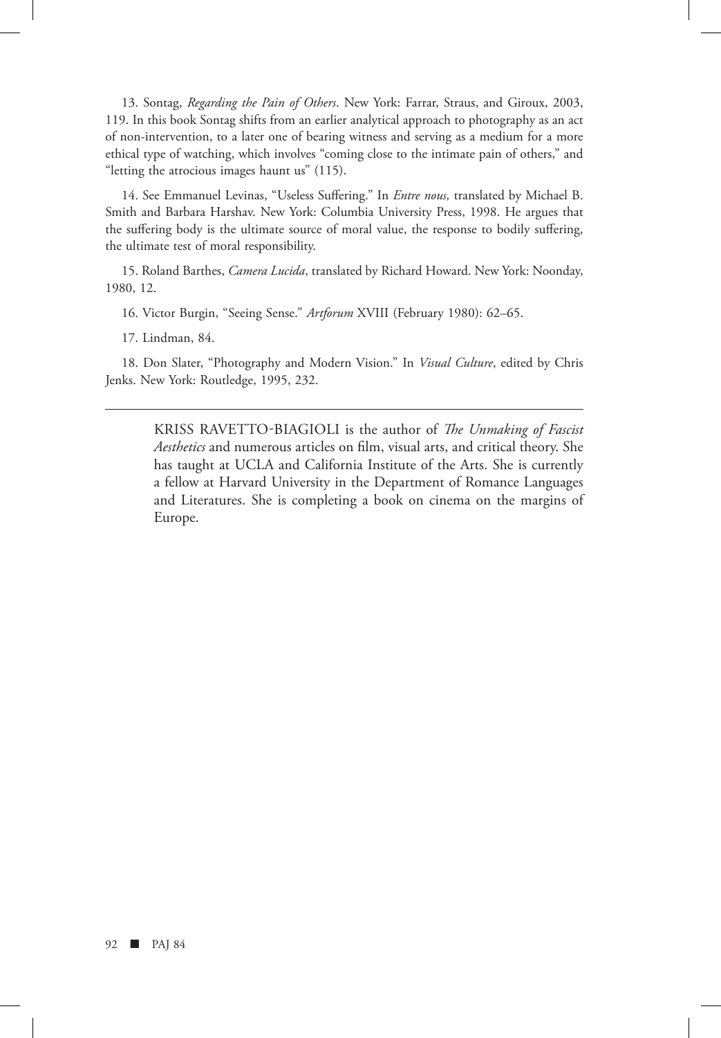13. Sontag, *Regarding the Pain of Others*. New York: Farrar, Straus, and Giroux, 2003, 119. In this book Sontag shifts from an earlier analytical approach to photography as an act of non-intervention, to a later one of bearing witness and serving as a medium for a more ethical type of watching, which involves "coming close to the intimate pain of others," and "letting the atrocious images haunt us" (115).

14. See Emmanuel Levinas, "Useless Suffering." In *Entre nous,* translated by Michael B. Smith and Barbara Harshav. New York: Columbia University Press, 1998. He argues that the suffering body is the ultimate source of moral value, the response to bodily suffering, the ultimate test of moral responsibility.

15. Roland Barthes, *Camera Lucida*, translated by Richard Howard. New York: Noonday, 1980, 12.

16. Victor Burgin, "Seeing Sense." *Artforum* XVIII (February 1980): 62–65.

17. Lindman, 84.

18. Don Slater, "Photography and Modern Vision." In *Visual Culture*, edited by Chris Jenks. New York: Routledge, 1995, 232.

---

KRISS RAVETTO-BIAGIOLI is the author of *The Unmaking of Fascist Aesthetics* and numerous articles on film, visual arts, and critical theory. She has taught at UCLA and California Institute of the Arts. She is currently a fellow at Harvard University in the Department of Romance Languages and Literatures. She is completing a book on cinema on the margins of Europe.